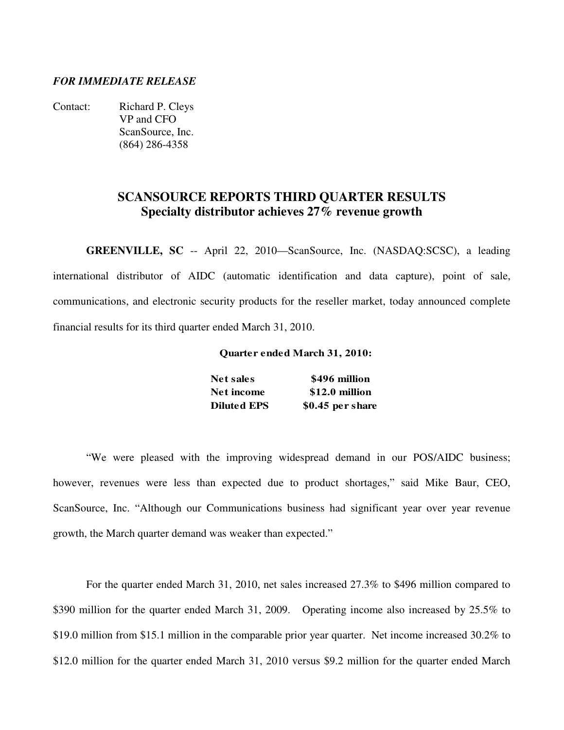*FOR IMMEDIATE RELEASE*

Contact: Richard P. Cleys
VP and CFO
ScanSource, Inc.
(864) 286-4358

# SCANSOURCE REPORTS THIRD QUARTER RESULTS
## Specialty distributor achieves 27% revenue growth

**GREENVILLE, SC** -- April 22, 2010—ScanSource, Inc. (NASDAQ:SCSC), a leading international distributor of AIDC (automatic identification and data capture), point of sale, communications, and electronic security products for the reseller market, today announced complete financial results for its third quarter ended March 31, 2010.

**Quarter ended March 31, 2010:**

| | |
|---|---|
| **Net sales** | **$496 million** |
| **Net income** | **$12.0 million** |
| **Diluted EPS** | **$0.45 per share** |

"We were pleased with the improving widespread demand in our POS/AIDC business; however, revenues were less than expected due to product shortages," said Mike Baur, CEO, ScanSource, Inc. "Although our Communications business had significant year over year revenue growth, the March quarter demand was weaker than expected."

For the quarter ended March 31, 2010, net sales increased 27.3% to $496 million compared to $390 million for the quarter ended March 31, 2009. Operating income also increased by 25.5% to $19.0 million from $15.1 million in the comparable prior year quarter. Net income increased 30.2% to $12.0 million for the quarter ended March 31, 2010 versus $9.2 million for the quarter ended March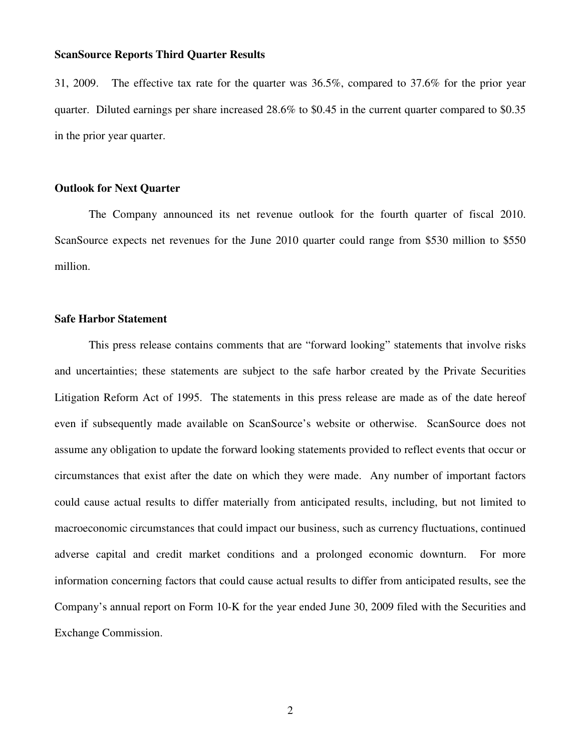31, 2009. The effective tax rate for the quarter was 36.5%, compared to 37.6% for the prior year quarter. Diluted earnings per share increased 28.6% to $0.45 in the current quarter compared to $0.35 in the prior year quarter.

**Outlook for Next Quarter**

The Company announced its net revenue outlook for the fourth quarter of fiscal 2010. ScanSource expects net revenues for the June 2010 quarter could range from $530 million to $550 million.

**Safe Harbor Statement**

This press release contains comments that are "forward looking" statements that involve risks and uncertainties; these statements are subject to the safe harbor created by the Private Securities Litigation Reform Act of 1995. The statements in this press release are made as of the date hereof even if subsequently made available on ScanSource's website or otherwise. ScanSource does not assume any obligation to update the forward looking statements provided to reflect events that occur or circumstances that exist after the date on which they were made. Any number of important factors could cause actual results to differ materially from anticipated results, including, but not limited to macroeconomic circumstances that could impact our business, such as currency fluctuations, continued adverse capital and credit market conditions and a prolonged economic downturn. For more information concerning factors that could cause actual results to differ from anticipated results, see the Company's annual report on Form 10-K for the year ended June 30, 2009 filed with the Securities and Exchange Commission.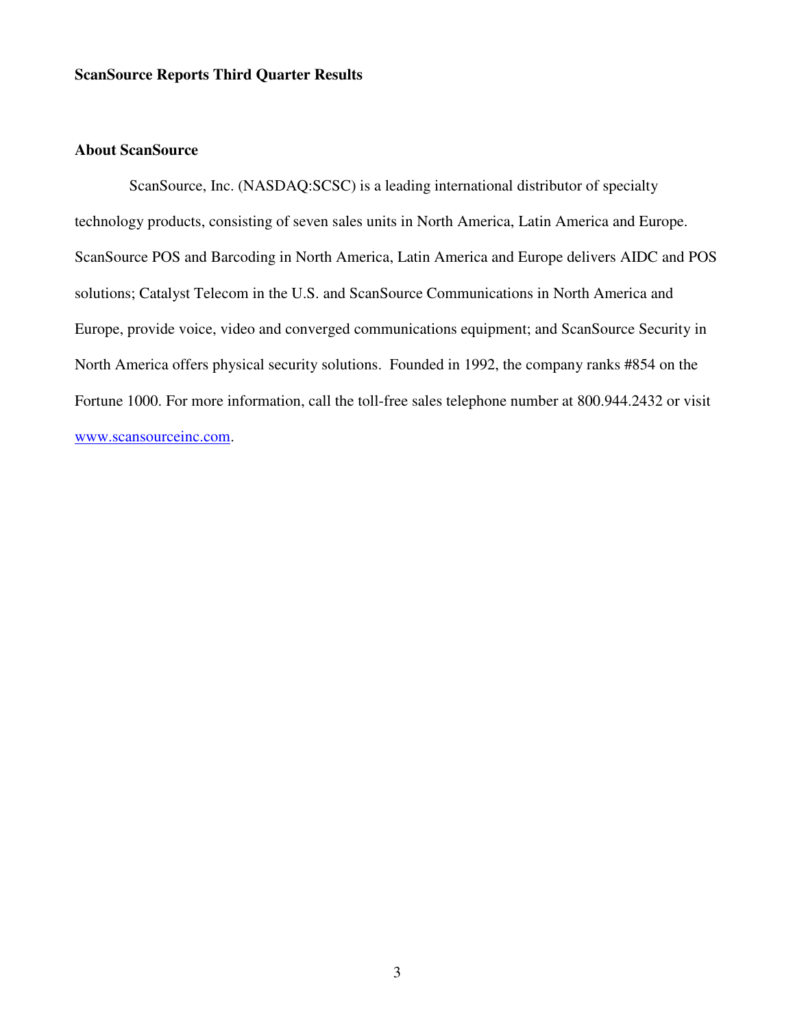**ScanSource Reports Third Quarter Results**

**About ScanSource**

ScanSource, Inc. (NASDAQ:SCSC) is a leading international distributor of specialty technology products, consisting of seven sales units in North America, Latin America and Europe. ScanSource POS and Barcoding in North America, Latin America and Europe delivers AIDC and POS solutions; Catalyst Telecom in the U.S. and ScanSource Communications in North America and Europe, provide voice, video and converged communications equipment; and ScanSource Security in North America offers physical security solutions. Founded in 1992, the company ranks #854 on the Fortune 1000. For more information, call the toll-free sales telephone number at 800.944.2432 or visit www.scansourceinc.com.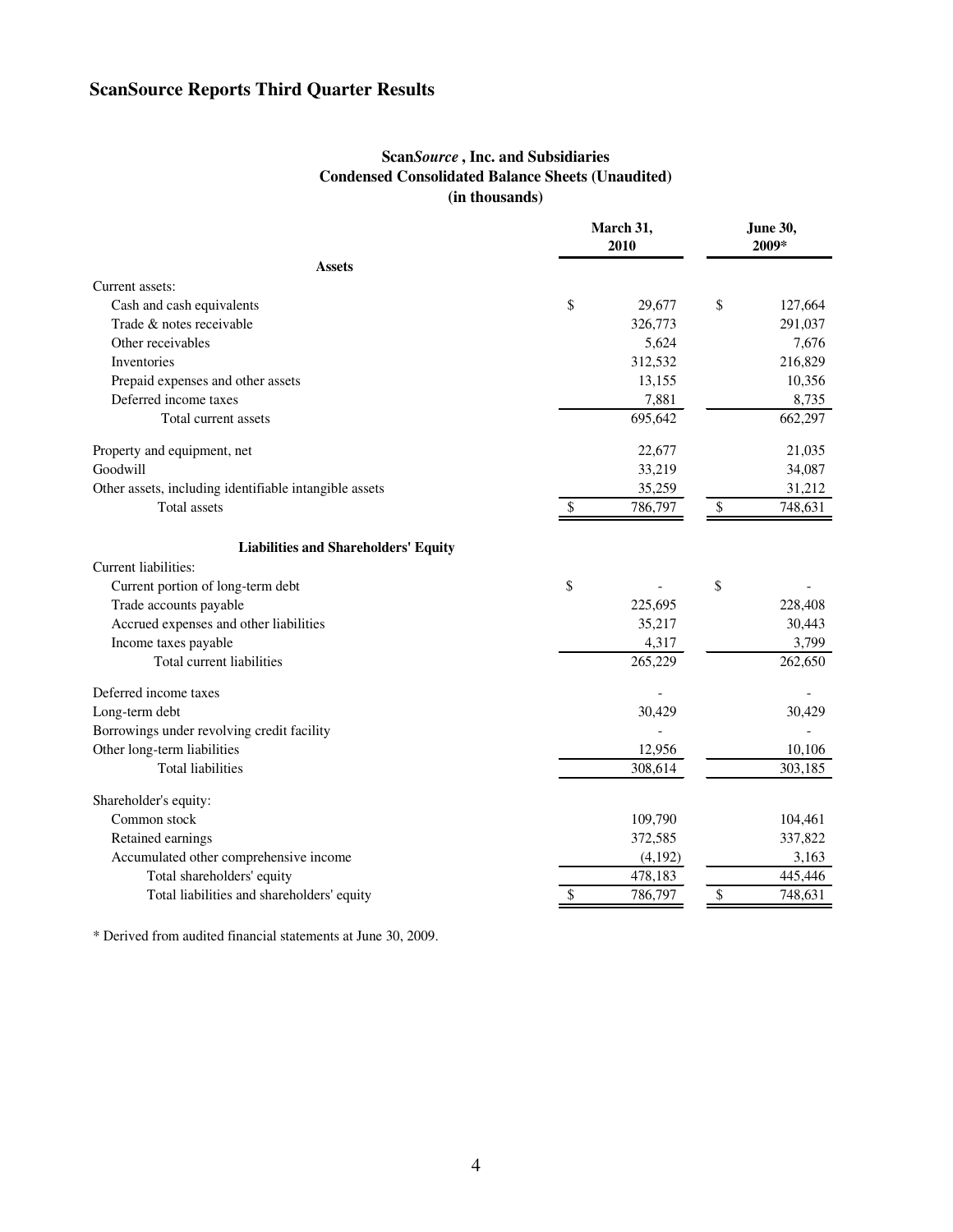# ScanSource Reports Third Quarter Results

**Scan*Source* , Inc. and Subsidiaries**
**Condensed Consolidated Balance Sheets (Unaudited)**
**(in thousands)**

| | March 31, 2010 | June 30, 2009* |
|---|---|---|
| **Assets** | | |
| Current assets: | | |
| Cash and cash equivalents | $ 29,677 | $ 127,664 |
| Trade & notes receivable | 326,773 | 291,037 |
| Other receivables | 5,624 | 7,676 |
| Inventories | 312,532 | 216,829 |
| Prepaid expenses and other assets | 13,155 | 10,356 |
| Deferred income taxes | 7,881 | 8,735 |
| Total current assets | 695,642 | 662,297 |
| Property and equipment, net | 22,677 | 21,035 |
| Goodwill | 33,219 | 34,087 |
| Other assets, including identifiable intangible assets | 35,259 | 31,212 |
| Total assets | $ 786,797 | $ 748,631 |
| **Liabilities and Shareholders' Equity** | | |
| Current liabilities: | | |
| Current portion of long-term debt | $ - | $ - |
| Trade accounts payable | 225,695 | 228,408 |
| Accrued expenses and other liabilities | 35,217 | 30,443 |
| Income taxes payable | 4,317 | 3,799 |
| Total current liabilities | 265,229 | 262,650 |
| Deferred income taxes | - | - |
| Long-term debt | 30,429 | 30,429 |
| Borrowings under revolving credit facility | - | - |
| Other long-term liabilities | 12,956 | 10,106 |
| Total liabilities | 308,614 | 303,185 |
| Shareholder's equity: | | |
| Common stock | 109,790 | 104,461 |
| Retained earnings | 372,585 | 337,822 |
| Accumulated other comprehensive income | (4,192) | 3,163 |
| Total shareholders' equity | 478,183 | 445,446 |
| Total liabilities and shareholders' equity | $ 786,797 | $ 748,631 |

\* Derived from audited financial statements at June 30, 2009.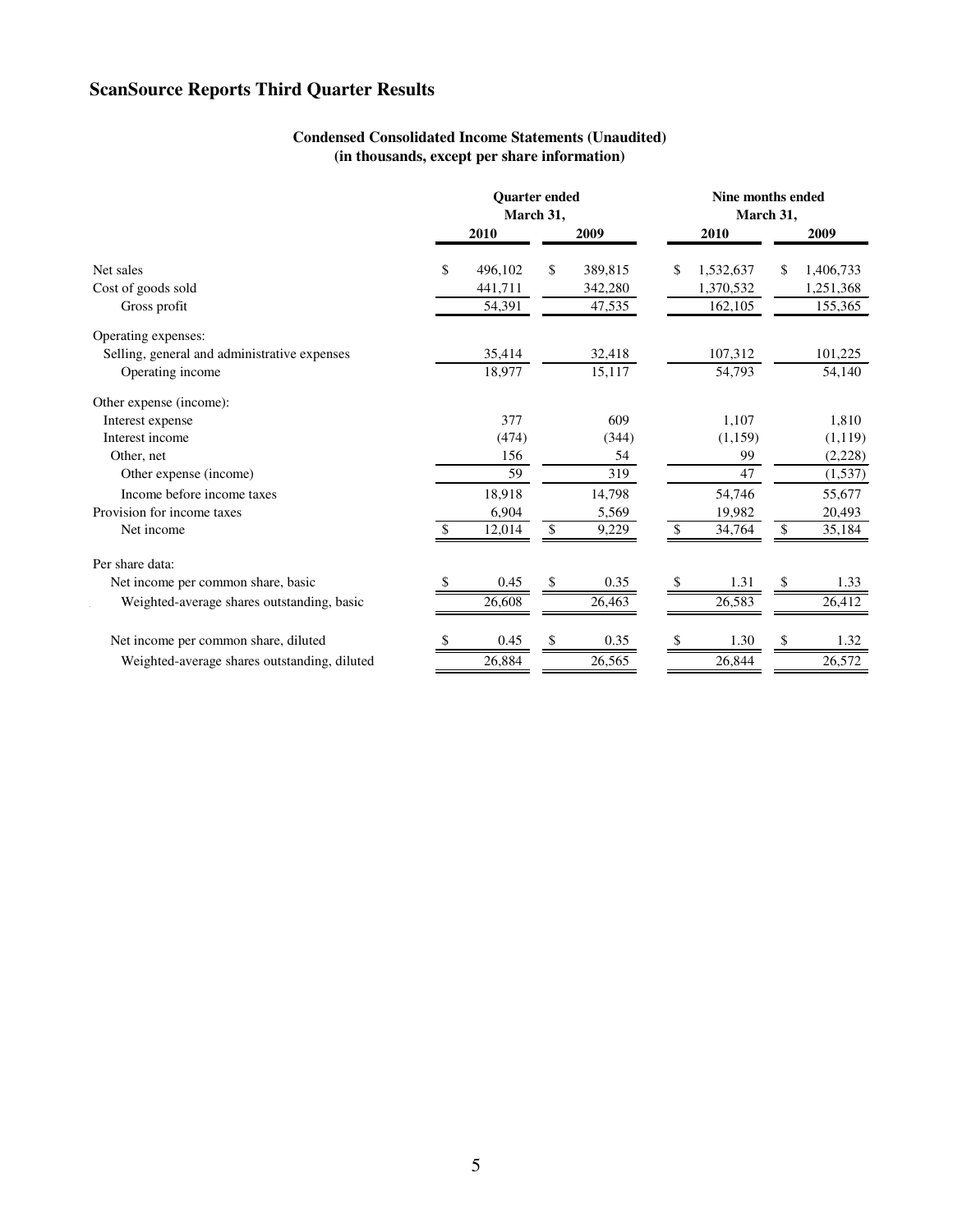# ScanSource Reports Third Quarter Results

**Condensed Consolidated Income Statements (Unaudited)**
**(in thousands, except per share information)**

| | Quarter ended March 31, | | Nine months ended March 31, | |
|---|---|---|---|---|
| | 2010 | 2009 | 2010 | 2009 |
| Net sales | $ 496,102 | $ 389,815 | $ 1,532,637 | $ 1,406,733 |
| Cost of goods sold | 441,711 | 342,280 | 1,370,532 | 1,251,368 |
| Gross profit | 54,391 | 47,535 | 162,105 | 155,365 |
| Operating expenses: | | | | |
| Selling, general and administrative expenses | 35,414 | 32,418 | 107,312 | 101,225 |
| Operating income | 18,977 | 15,117 | 54,793 | 54,140 |
| Other expense (income): | | | | |
| Interest expense | 377 | 609 | 1,107 | 1,810 |
| Interest income | (474) | (344) | (1,159) | (1,119) |
| Other, net | 156 | 54 | 99 | (2,228) |
| Other expense (income) | 59 | 319 | 47 | (1,537) |
| Income before income taxes | 18,918 | 14,798 | 54,746 | 55,677 |
| Provision for income taxes | 6,904 | 5,569 | 19,982 | 20,493 |
| Net income | $ 12,014 | $ 9,229 | $ 34,764 | $ 35,184 |
| Per share data: | | | | |
| Net income per common share, basic | $ 0.45 | $ 0.35 | $ 1.31 | $ 1.33 |
| Weighted-average shares outstanding, basic | 26,608 | 26,463 | 26,583 | 26,412 |
| Net income per common share, diluted | $ 0.45 | $ 0.35 | $ 1.30 | $ 1.32 |
| Weighted-average shares outstanding, diluted | 26,884 | 26,565 | 26,844 | 26,572 |